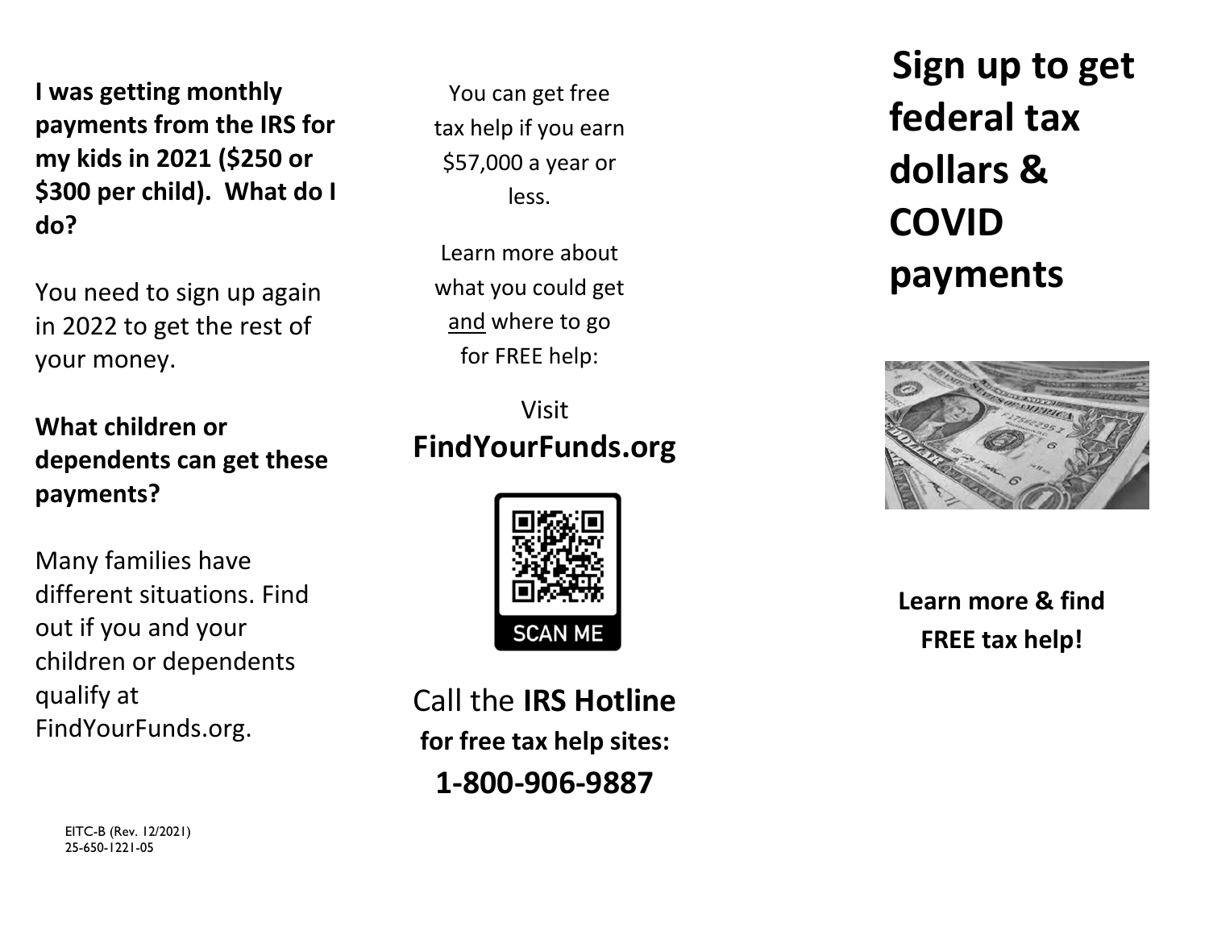**I was getting monthly payments from the IRS for my kids in 2021 ($250 or $300 per child). What do I do?**

You need to sign up again in 2022 to get the rest of your money.

**What children or dependents can get these payments?**

Many families have different situations. Find out if you and your children or dependents qualify at FindYourFunds.org.

EITC-B (Rev. 12/2021)
25-650-1221-05

You can get free tax help if you earn $57,000 a year or less.

Learn more about what you could get and where to go for FREE help:

Visit
**FindYourFunds.org**

SCAN ME

Call the **IRS Hotline**
**for free tax help sites:**
**1-800-906-9887**

# Sign up to get federal tax dollars & COVID payments

**Learn more & find FREE tax help!**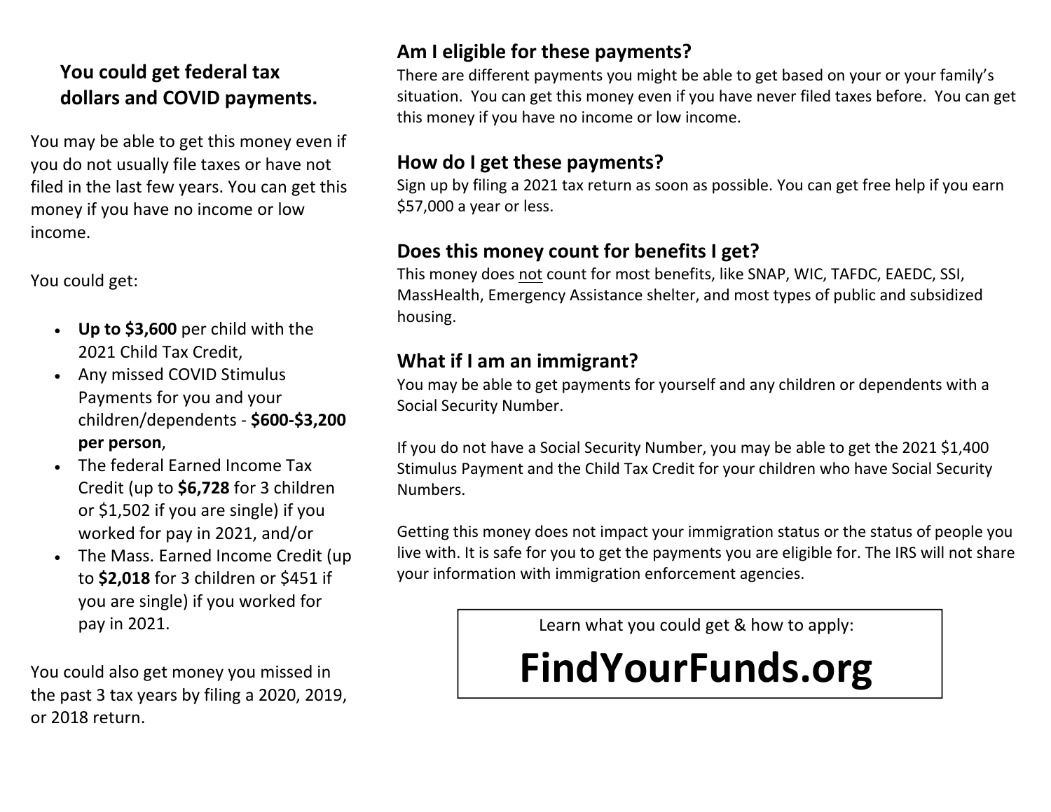## You could get federal tax dollars and COVID payments.

You may be able to get this money even if you do not usually file taxes or have not filed in the last few years. You can get this money if you have no income or low income.

You could get:

- **Up to $3,600** per child with the 2021 Child Tax Credit,
- Any missed COVID Stimulus Payments for you and your children/dependents - **$600-$3,200 per person**,
- The federal Earned Income Tax Credit (up to **$6,728** for 3 children or $1,502 if you are single) if you worked for pay in 2021, and/or
- The Mass. Earned Income Credit (up to **$2,018** for 3 children or $451 if you are single) if you worked for pay in 2021.

You could also get money you missed in the past 3 tax years by filing a 2020, 2019, or 2018 return.

### Am I eligible for these payments?

There are different payments you might be able to get based on your or your family's situation. You can get this money even if you have never filed taxes before. You can get this money if you have no income or low income.

### How do I get these payments?

Sign up by filing a 2021 tax return as soon as possible. You can get free help if you earn $57,000 a year or less.

### Does this money count for benefits I get?

This money does not count for most benefits, like SNAP, WIC, TAFDC, EAEDC, SSI, MassHealth, Emergency Assistance shelter, and most types of public and subsidized housing.

### What if I am an immigrant?

You may be able to get payments for yourself and any children or dependents with a Social Security Number.

If you do not have a Social Security Number, you may be able to get the 2021 $1,400 Stimulus Payment and the Child Tax Credit for your children who have Social Security Numbers.

Getting this money does not impact your immigration status or the status of people you live with. It is safe for you to get the payments you are eligible for. The IRS will not share your information with immigration enforcement agencies.

Learn what you could get & how to apply:

**FindYourFunds.org**